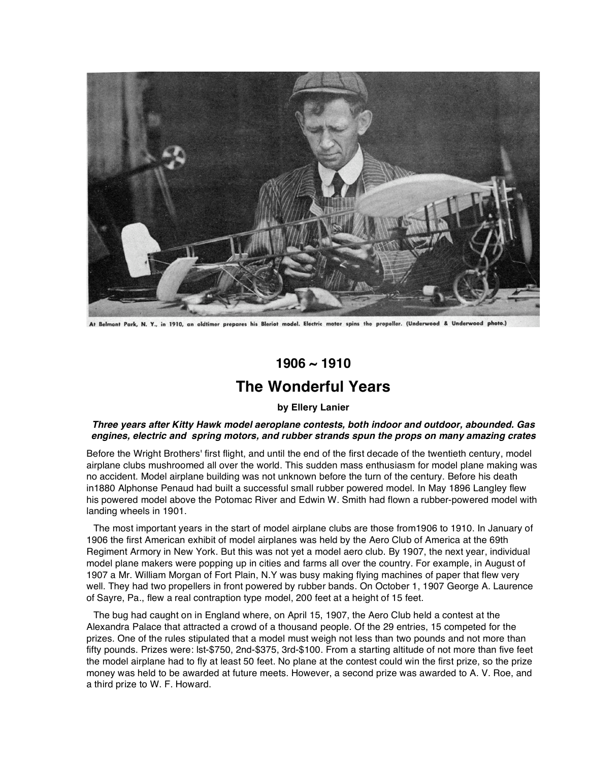At Belmont Park, N. Y., in 1910, an oldtimer prepares his Bleriot model. Electric motor spins the propeller. (Underwood & Underwood photo.)

## 1906 ~ 1910

# The Wonderful Years

**by Ellery Lanier**

***Three years after Kitty Hawk model aeroplane contests, both indoor and outdoor, abounded. Gas engines, electric and spring motors, and rubber strands spun the props on many amazing crates***

Before the Wright Brothers' first flight, and until the end of the first decade of the twentieth century, model airplane clubs mushroomed all over the world. This sudden mass enthusiasm for model plane making was no accident. Model airplane building was not unknown before the turn of the century. Before his death in1880 Alphonse Penaud had built a successful small rubber powered model. In May 1896 Langley flew his powered model above the Potomac River and Edwin W. Smith had flown a rubber-powered model with landing wheels in 1901.

The most important years in the start of model airplane clubs are those from1906 to 1910. In January of 1906 the first American exhibit of model airplanes was held by the Aero Club of America at the 69th Regiment Armory in New York. But this was not yet a model aero club. By 1907, the next year, individual model plane makers were popping up in cities and farms all over the country. For example, in August of 1907 a Mr. William Morgan of Fort Plain, N.Y was busy making flying machines of paper that flew very well. They had two propellers in front powered by rubber bands. On October 1, 1907 George A. Laurence of Sayre, Pa., flew a real contraption type model, 200 feet at a height of 15 feet.

The bug had caught on in England where, on April 15, 1907, the Aero Club held a contest at the Alexandra Palace that attracted a crowd of a thousand people. Of the 29 entries, 15 competed for the prizes. One of the rules stipulated that a model must weigh not less than two pounds and not more than fifty pounds. Prizes were: lst-$750, 2nd-$375, 3rd-$100. From a starting altitude of not more than five feet the model airplane had to fly at least 50 feet. No plane at the contest could win the first prize, so the prize money was held to be awarded at future meets. However, a second prize was awarded to A. V. Roe, and a third prize to W. F. Howard.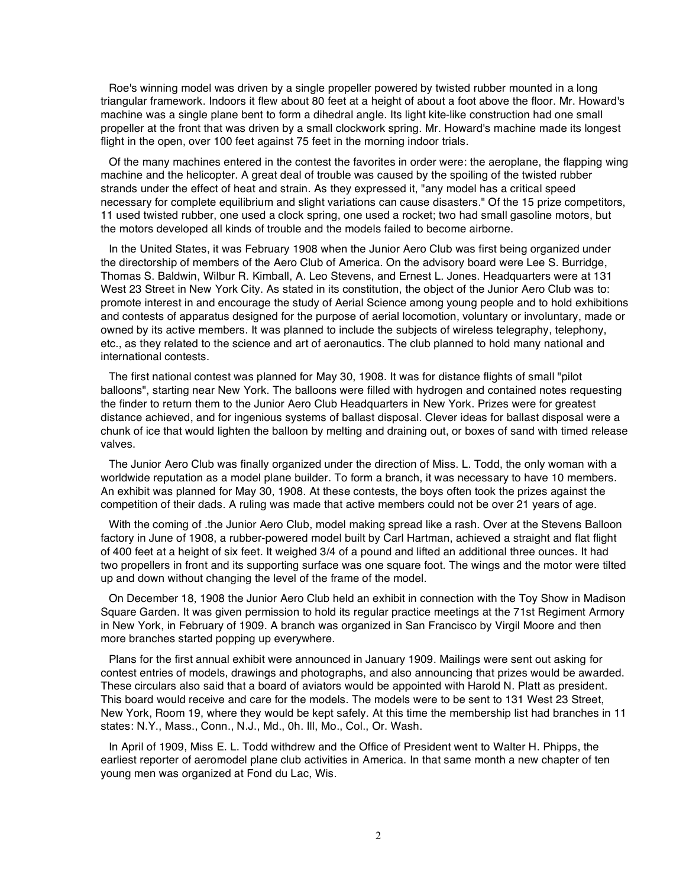Roe's winning model was driven by a single propeller powered by twisted rubber mounted in a long triangular framework. Indoors it flew about 80 feet at a height of about a foot above the floor. Mr. Howard's machine was a single plane bent to form a dihedral angle. Its light kite-like construction had one small propeller at the front that was driven by a small clockwork spring. Mr. Howard's machine made its longest flight in the open, over 100 feet against 75 feet in the morning indoor trials.

Of the many machines entered in the contest the favorites in order were: the aeroplane, the flapping wing machine and the helicopter. A great deal of trouble was caused by the spoiling of the twisted rubber strands under the effect of heat and strain. As they expressed it, "any model has a critical speed necessary for complete equilibrium and slight variations can cause disasters." Of the 15 prize competitors, 11 used twisted rubber, one used a clock spring, one used a rocket; two had small gasoline motors, but the motors developed all kinds of trouble and the models failed to become airborne.

In the United States, it was February 1908 when the Junior Aero Club was first being organized under the directorship of members of the Aero Club of America. On the advisory board were Lee S. Burridge, Thomas S. Baldwin, Wilbur R. Kimball, A. Leo Stevens, and Ernest L. Jones. Headquarters were at 131 West 23 Street in New York City. As stated in its constitution, the object of the Junior Aero Club was to: promote interest in and encourage the study of Aerial Science among young people and to hold exhibitions and contests of apparatus designed for the purpose of aerial locomotion, voluntary or involuntary, made or owned by its active members. It was planned to include the subjects of wireless telegraphy, telephony, etc., as they related to the science and art of aeronautics. The club planned to hold many national and international contests.

The first national contest was planned for May 30, 1908. It was for distance flights of small "pilot balloons", starting near New York. The balloons were filled with hydrogen and contained notes requesting the finder to return them to the Junior Aero Club Headquarters in New York. Prizes were for greatest distance achieved, and for ingenious systems of ballast disposal. Clever ideas for ballast disposal were a chunk of ice that would lighten the balloon by melting and draining out, or boxes of sand with timed release valves.

The Junior Aero Club was finally organized under the direction of Miss. L. Todd, the only woman with a worldwide reputation as a model plane builder. To form a branch, it was necessary to have 10 members. An exhibit was planned for May 30, 1908. At these contests, the boys often took the prizes against the competition of their dads. A ruling was made that active members could not be over 21 years of age.

With the coming of .the Junior Aero Club, model making spread like a rash. Over at the Stevens Balloon factory in June of 1908, a rubber-powered model built by Carl Hartman, achieved a straight and flat flight of 400 feet at a height of six feet. It weighed 3/4 of a pound and lifted an additional three ounces. It had two propellers in front and its supporting surface was one square foot. The wings and the motor were tilted up and down without changing the level of the frame of the model.

On December 18, 1908 the Junior Aero Club held an exhibit in connection with the Toy Show in Madison Square Garden. It was given permission to hold its regular practice meetings at the 71st Regiment Armory in New York, in February of 1909. A branch was organized in San Francisco by Virgil Moore and then more branches started popping up everywhere.

Plans for the first annual exhibit were announced in January 1909. Mailings were sent out asking for contest entries of models, drawings and photographs, and also announcing that prizes would be awarded. These circulars also said that a board of aviators would be appointed with Harold N. Platt as president. This board would receive and care for the models. The models were to be sent to 131 West 23 Street, New York, Room 19, where they would be kept safely. At this time the membership list had branches in 11 states: N.Y., Mass., Conn., N.J., Md., 0h. Ill, Mo., Col., Or. Wash.

In April of 1909, Miss E. L. Todd withdrew and the Office of President went to Walter H. Phipps, the earliest reporter of aeromodel plane club activities in America. In that same month a new chapter of ten young men was organized at Fond du Lac, Wis.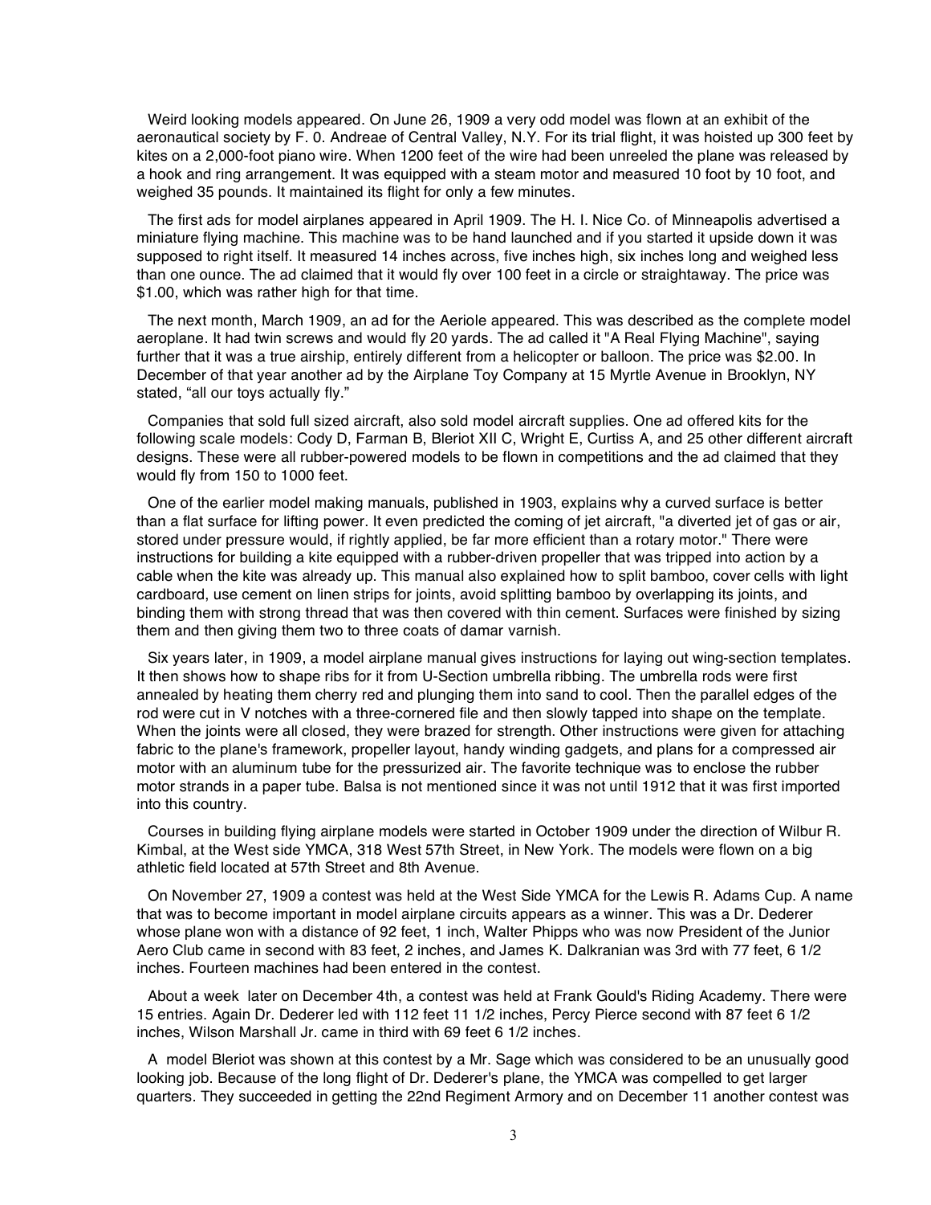Weird looking models appeared. On June 26, 1909 a very odd model was flown at an exhibit of the aeronautical society by F. 0. Andreae of Central Valley, N.Y. For its trial flight, it was hoisted up 300 feet by kites on a 2,000-foot piano wire. When 1200 feet of the wire had been unreeled the plane was released by a hook and ring arrangement. It was equipped with a steam motor and measured 10 foot by 10 foot, and weighed 35 pounds. It maintained its flight for only a few minutes.

The first ads for model airplanes appeared in April 1909. The H. I. Nice Co. of Minneapolis advertised a miniature flying machine. This machine was to be hand launched and if you started it upside down it was supposed to right itself. It measured 14 inches across, five inches high, six inches long and weighed less than one ounce. The ad claimed that it would fly over 100 feet in a circle or straightaway. The price was $1.00, which was rather high for that time.

The next month, March 1909, an ad for the Aeriole appeared. This was described as the complete model aeroplane. It had twin screws and would fly 20 yards. The ad called it "A Real Flying Machine", saying further that it was a true airship, entirely different from a helicopter or balloon. The price was $2.00. In December of that year another ad by the Airplane Toy Company at 15 Myrtle Avenue in Brooklyn, NY stated, “all our toys actually fly.”

Companies that sold full sized aircraft, also sold model aircraft supplies. One ad offered kits for the following scale models: Cody D, Farman B, Bleriot XII C, Wright E, Curtiss A, and 25 other different aircraft designs. These were all rubber-powered models to be flown in competitions and the ad claimed that they would fly from 150 to 1000 feet.

One of the earlier model making manuals, published in 1903, explains why a curved surface is better than a flat surface for lifting power. It even predicted the coming of jet aircraft, "a diverted jet of gas or air, stored under pressure would, if rightly applied, be far more efficient than a rotary motor." There were instructions for building a kite equipped with a rubber-driven propeller that was tripped into action by a cable when the kite was already up. This manual also explained how to split bamboo, cover cells with light cardboard, use cement on linen strips for joints, avoid splitting bamboo by overlapping its joints, and binding them with strong thread that was then covered with thin cement. Surfaces were finished by sizing them and then giving them two to three coats of damar varnish.

Six years later, in 1909, a model airplane manual gives instructions for laying out wing-section templates. It then shows how to shape ribs for it from U-Section umbrella ribbing. The umbrella rods were first annealed by heating them cherry red and plunging them into sand to cool. Then the parallel edges of the rod were cut in V notches with a three-cornered file and then slowly tapped into shape on the template. When the joints were all closed, they were brazed for strength. Other instructions were given for attaching fabric to the plane's framework, propeller layout, handy winding gadgets, and plans for a compressed air motor with an aluminum tube for the pressurized air. The favorite technique was to enclose the rubber motor strands in a paper tube. Balsa is not mentioned since it was not until 1912 that it was first imported into this country.

Courses in building flying airplane models were started in October 1909 under the direction of Wilbur R. Kimbal, at the West side YMCA, 318 West 57th Street, in New York. The models were flown on a big athletic field located at 57th Street and 8th Avenue.

On November 27, 1909 a contest was held at the West Side YMCA for the Lewis R. Adams Cup. A name that was to become important in model airplane circuits appears as a winner. This was a Dr. Dederer whose plane won with a distance of 92 feet, 1 inch, Walter Phipps who was now President of the Junior Aero Club came in second with 83 feet, 2 inches, and James K. Dalkranian was 3rd with 77 feet, 6 1/2 inches. Fourteen machines had been entered in the contest.

About a week later on December 4th, a contest was held at Frank Gould's Riding Academy. There were 15 entries. Again Dr. Dederer led with 112 feet 11 1/2 inches, Percy Pierce second with 87 feet 6 1/2 inches, Wilson Marshall Jr. came in third with 69 feet 6 1/2 inches.

A model Bleriot was shown at this contest by a Mr. Sage which was considered to be an unusually good looking job. Because of the long flight of Dr. Dederer's plane, the YMCA was compelled to get larger quarters. They succeeded in getting the 22nd Regiment Armory and on December 11 another contest was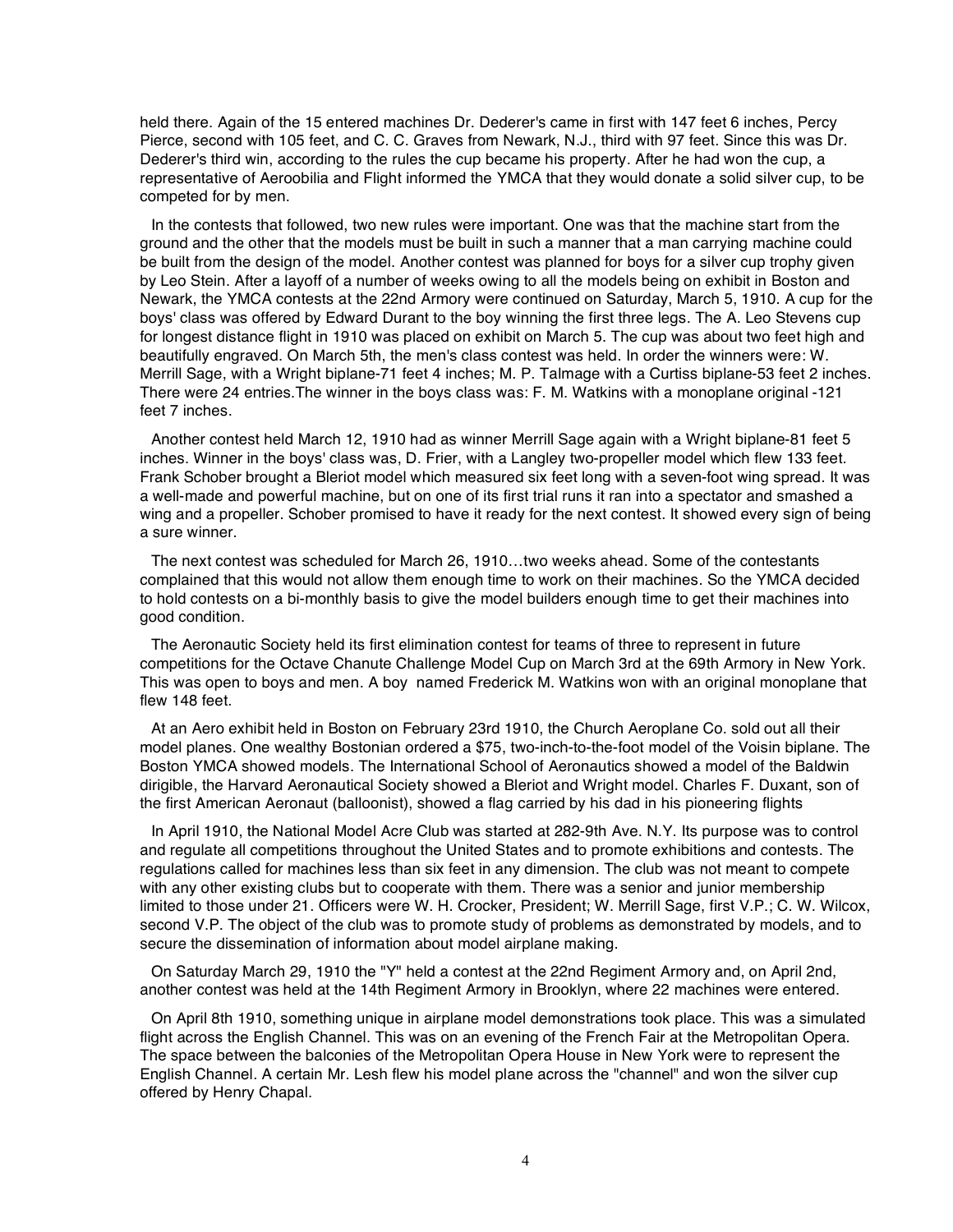held there. Again of the 15 entered machines Dr. Dederer's came in first with 147 feet 6 inches, Percy Pierce, second with 105 feet, and C. C. Graves from Newark, N.J., third with 97 feet. Since this was Dr. Dederer's third win, according to the rules the cup became his property. After he had won the cup, a representative of Aeroobilia and Flight informed the YMCA that they would donate a solid silver cup, to be competed for by men.

In the contests that followed, two new rules were important. One was that the machine start from the ground and the other that the models must be built in such a manner that a man carrying machine could be built from the design of the model. Another contest was planned for boys for a silver cup trophy given by Leo Stein. After a layoff of a number of weeks owing to all the models being on exhibit in Boston and Newark, the YMCA contests at the 22nd Armory were continued on Saturday, March 5, 1910. A cup for the boys' class was offered by Edward Durant to the boy winning the first three legs. The A. Leo Stevens cup for longest distance flight in 1910 was placed on exhibit on March 5. The cup was about two feet high and beautifully engraved. On March 5th, the men's class contest was held. In order the winners were: W. Merrill Sage, with a Wright biplane-71 feet 4 inches; M. P. Talmage with a Curtiss biplane-53 feet 2 inches. There were 24 entries.The winner in the boys class was: F. M. Watkins with a monoplane original -121 feet 7 inches.

Another contest held March 12, 1910 had as winner Merrill Sage again with a Wright biplane-81 feet 5 inches. Winner in the boys' class was, D. Frier, with a Langley two-propeller model which flew 133 feet. Frank Schober brought a Bleriot model which measured six feet long with a seven-foot wing spread. It was a well-made and powerful machine, but on one of its first trial runs it ran into a spectator and smashed a wing and a propeller. Schober promised to have it ready for the next contest. It showed every sign of being a sure winner.

The next contest was scheduled for March 26, 1910…two weeks ahead. Some of the contestants complained that this would not allow them enough time to work on their machines. So the YMCA decided to hold contests on a bi-monthly basis to give the model builders enough time to get their machines into good condition.

The Aeronautic Society held its first elimination contest for teams of three to represent in future competitions for the Octave Chanute Challenge Model Cup on March 3rd at the 69th Armory in New York. This was open to boys and men. A boy named Frederick M. Watkins won with an original monoplane that flew 148 feet.

At an Aero exhibit held in Boston on February 23rd 1910, the Church Aeroplane Co. sold out all their model planes. One wealthy Bostonian ordered a $75, two-inch-to-the-foot model of the Voisin biplane. The Boston YMCA showed models. The International School of Aeronautics showed a model of the Baldwin dirigible, the Harvard Aeronautical Society showed a Bleriot and Wright model. Charles F. Duxant, son of the first American Aeronaut (balloonist), showed a flag carried by his dad in his pioneering flights

In April 1910, the National Model Acre Club was started at 282-9th Ave. N.Y. Its purpose was to control and regulate all competitions throughout the United States and to promote exhibitions and contests. The regulations called for machines less than six feet in any dimension. The club was not meant to compete with any other existing clubs but to cooperate with them. There was a senior and junior membership limited to those under 21. Officers were W. H. Crocker, President; W. Merrill Sage, first V.P.; C. W. Wilcox, second V.P. The object of the club was to promote study of problems as demonstrated by models, and to secure the dissemination of information about model airplane making.

On Saturday March 29, 1910 the "Y" held a contest at the 22nd Regiment Armory and, on April 2nd, another contest was held at the 14th Regiment Armory in Brooklyn, where 22 machines were entered.

On April 8th 1910, something unique in airplane model demonstrations took place. This was a simulated flight across the English Channel. This was on an evening of the French Fair at the Metropolitan Opera. The space between the balconies of the Metropolitan Opera House in New York were to represent the English Channel. A certain Mr. Lesh flew his model plane across the "channel" and won the silver cup offered by Henry Chapal.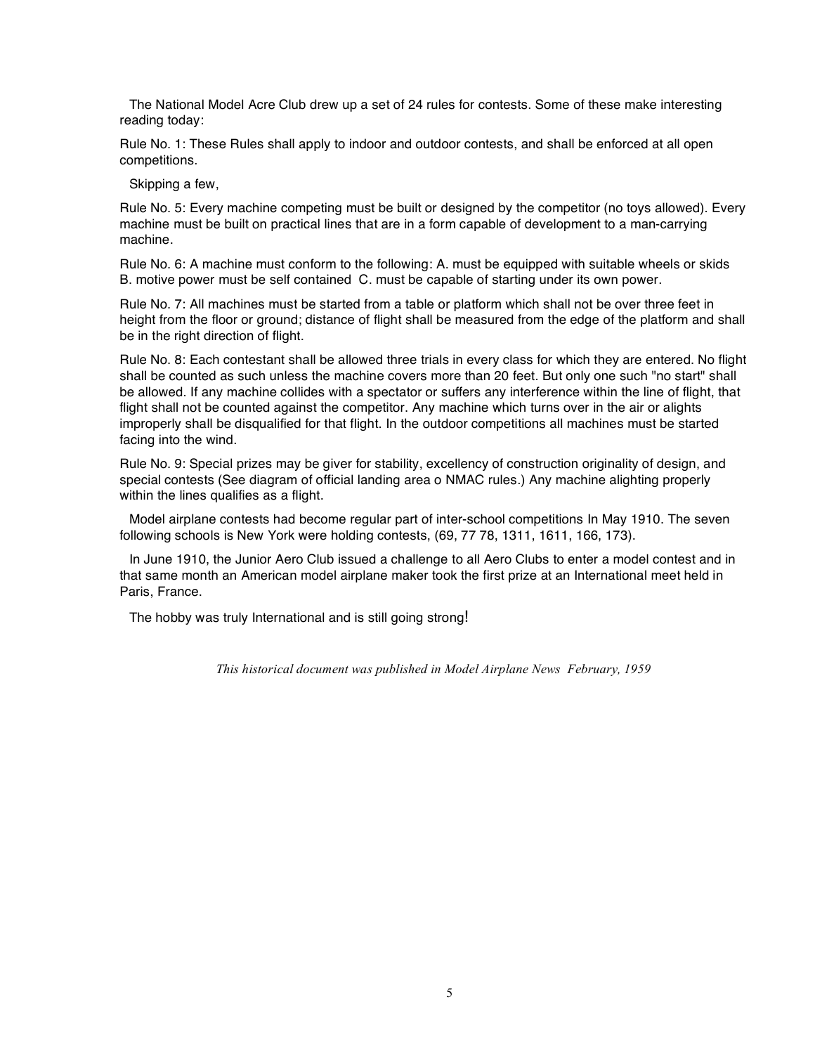The National Model Acre Club drew up a set of 24 rules for contests. Some of these make interesting reading today:

Rule No. 1: These Rules shall apply to indoor and outdoor contests, and shall be enforced at all open competitions.

Skipping a few,

Rule No. 5: Every machine competing must be built or designed by the competitor (no toys allowed). Every machine must be built on practical lines that are in a form capable of development to a man-carrying machine.

Rule No. 6: A machine must conform to the following: A. must be equipped with suitable wheels or skids B. motive power must be self contained C. must be capable of starting under its own power.

Rule No. 7: All machines must be started from a table or platform which shall not be over three feet in height from the floor or ground; distance of flight shall be measured from the edge of the platform and shall be in the right direction of flight.

Rule No. 8: Each contestant shall be allowed three trials in every class for which they are entered. No flight shall be counted as such unless the machine covers more than 20 feet. But only one such "no start" shall be allowed. If any machine collides with a spectator or suffers any interference within the line of flight, that flight shall not be counted against the competitor. Any machine which turns over in the air or alights improperly shall be disqualified for that flight. In the outdoor competitions all machines must be started facing into the wind.

Rule No. 9: Special prizes may be giver for stability, excellency of construction originality of design, and special contests (See diagram of official landing area o NMAC rules.) Any machine alighting properly within the lines qualifies as a flight.

Model airplane contests had become regular part of inter-school competitions In May 1910. The seven following schools is New York were holding contests, (69, 77 78, 1311, 1611, 166, 173).

In June 1910, the Junior Aero Club issued a challenge to all Aero Clubs to enter a model contest and in that same month an American model airplane maker took the first prize at an International meet held in Paris, France.

The hobby was truly International and is still going strong!

*This historical document was published in Model Airplane News February, 1959*